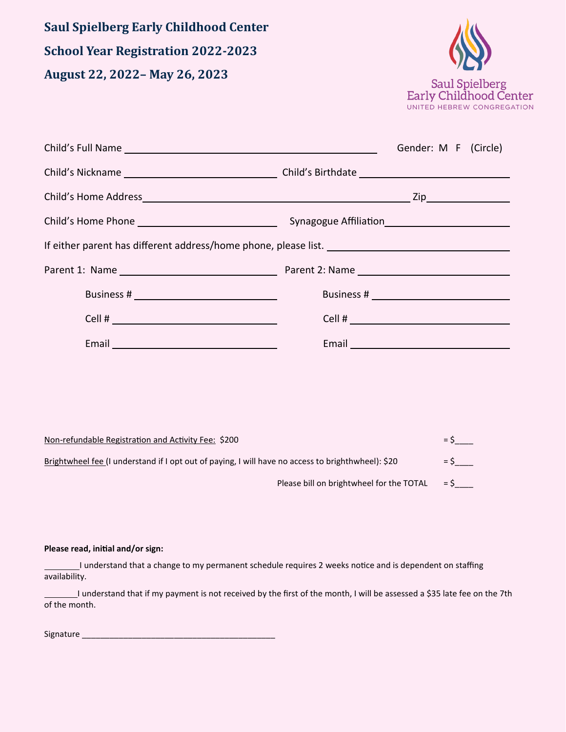# Saul Spielberg Early Childhood Center

## School Year Registration 2022-2023

## August 22, 2022– May 26, 2023

Saul Spielberg
Early Childhood Center
UNITED HEBREW CONGREGATION

Child's Full Name ______________________________ Gender: M F (Circle)

Child's Nickname ____________________ Child's Birthdate ____________________

Child's Home Address ______________________________ Zip __________

Child's Home Phone ____________________ Synagogue Affiliation ____________________

If either parent has different address/home phone, please list. ____________________

Parent 1: Name ____________________ Parent 2: Name ____________________

Business # ____________________ Business # ____________________

Cell # ____________________ Cell # ____________________

Email ____________________ Email ____________________

Non-refundable Registration and Activity Fee: $200 = $____

Brightwheel fee (I understand if I opt out of paying, I will have no access to brighthwheel): $20 = $____

Please bill on brightwheel for the TOTAL = $____

**Please read, initial and/or sign:**

________I understand that a change to my permanent schedule requires 2 weeks notice and is dependent on staffing availability.

________I understand that if my payment is not received by the first of the month, I will be assessed a $35 late fee on the 7th of the month.

Signature ____________________________________________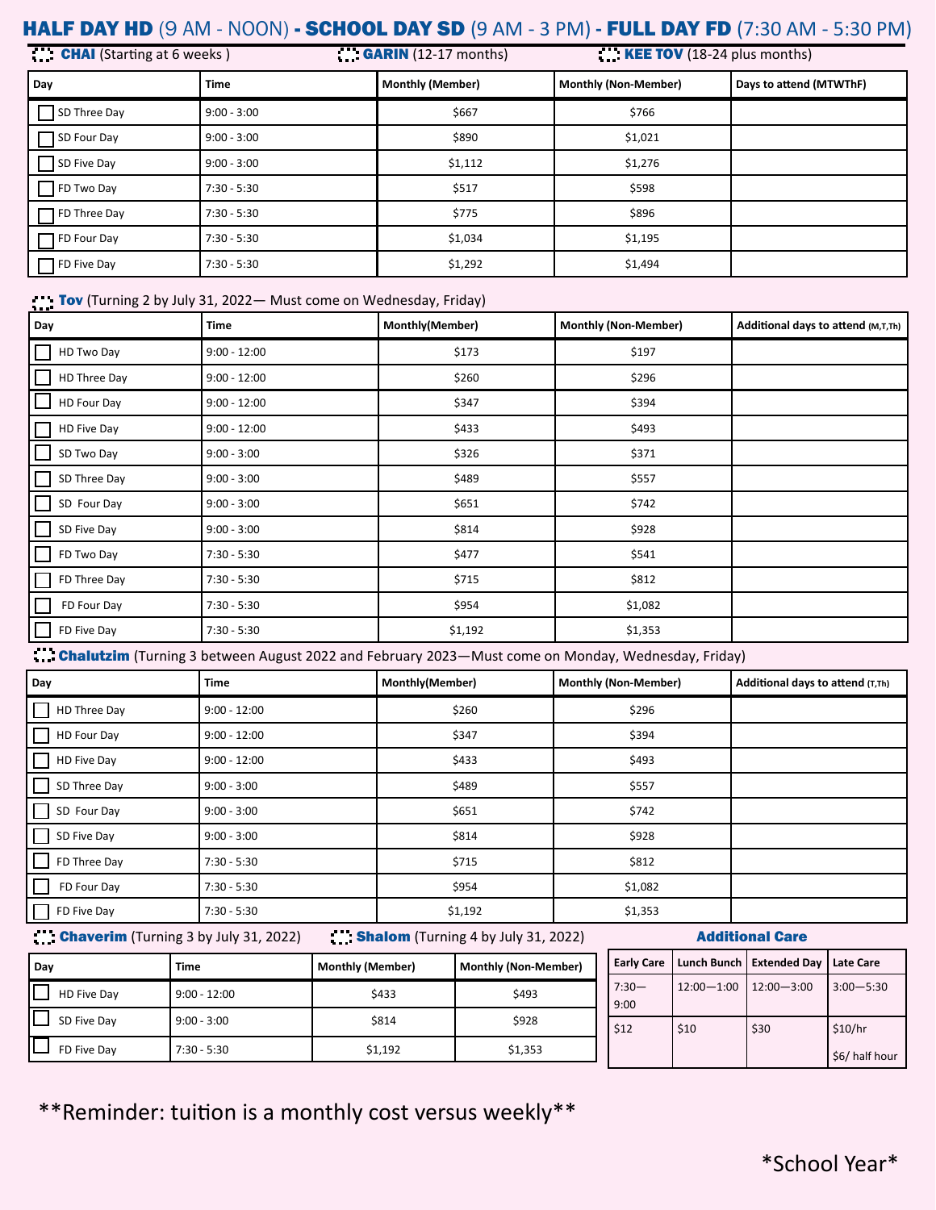# HALF DAY HD (9 AM - NOON) - SCHOOL DAY SD (9 AM - 3 PM) - FULL DAY FD (7:30 AM - 5:30 PM)

**CHAI** (Starting at 6 weeks ) **GARIN** (12-17 months) **KEE TOV** (18-24 plus months)

| Day | Time | Monthly (Member) | Monthly (Non-Member) | Days to attend (MTWThF) |
|---|---|---|---|---|
| ☐ SD Three Day | 9:00 - 3:00 | $667 | $766 | |
| ☐ SD Four Day | 9:00 - 3:00 | $890 | $1,021 | |
| ☐ SD Five Day | 9:00 - 3:00 | $1,112 | $1,276 | |
| ☐ FD Two Day | 7:30 - 5:30 | $517 | $598 | |
| ☐ FD Three Day | 7:30 - 5:30 | $775 | $896 | |
| ☐ FD Four Day | 7:30 - 5:30 | $1,034 | $1,195 | |
| ☐ FD Five Day | 7:30 - 5:30 | $1,292 | $1,494 | |

**Tov** (Turning 2 by July 31, 2022— Must come on Wednesday, Friday)

| Day | Time | Monthly(Member) | Monthly (Non-Member) | Additional days to attend (M,T,Th) |
|---|---|---|---|---|
| ☐ HD Two Day | 9:00 - 12:00 | $173 | $197 | |
| ☐ HD Three Day | 9:00 - 12:00 | $260 | $296 | |
| ☐ HD Four Day | 9:00 - 12:00 | $347 | $394 | |
| ☐ HD Five Day | 9:00 - 12:00 | $433 | $493 | |
| ☐ SD Two Day | 9:00 - 3:00 | $326 | $371 | |
| ☐ SD Three Day | 9:00 - 3:00 | $489 | $557 | |
| ☐ SD Four Day | 9:00 - 3:00 | $651 | $742 | |
| ☐ SD Five Day | 9:00 - 3:00 | $814 | $928 | |
| ☐ FD Two Day | 7:30 - 5:30 | $477 | $541 | |
| ☐ FD Three Day | 7:30 - 5:30 | $715 | $812 | |
| ☐ FD Four Day | 7:30 - 5:30 | $954 | $1,082 | |
| ☐ FD Five Day | 7:30 - 5:30 | $1,192 | $1,353 | |

**Chalutzim** (Turning 3 between August 2022 and February 2023—Must come on Monday, Wednesday, Friday)

| Day | Time | Monthly(Member) | Monthly (Non-Member) | Additional days to attend (T,Th) |
|---|---|---|---|---|
| ☐ HD Three Day | 9:00 - 12:00 | $260 | $296 | |
| ☐ HD Four Day | 9:00 - 12:00 | $347 | $394 | |
| ☐ HD Five Day | 9:00 - 12:00 | $433 | $493 | |
| ☐ SD Three Day | 9:00 - 3:00 | $489 | $557 | |
| ☐ SD Four Day | 9:00 - 3:00 | $651 | $742 | |
| ☐ SD Five Day | 9:00 - 3:00 | $814 | $928 | |
| ☐ FD Three Day | 7:30 - 5:30 | $715 | $812 | |
| ☐ FD Four Day | 7:30 - 5:30 | $954 | $1,082 | |
| ☐ FD Five Day | 7:30 - 5:30 | $1,192 | $1,353 | |

**Chaverim** (Turning 3 by July 31, 2022) **Shalom** (Turning 4 by July 31, 2022)

| Day | Time | Monthly (Member) | Monthly (Non-Member) |
|---|---|---|---|
| ☐ HD Five Day | 9:00 - 12:00 | $433 | $493 |
| ☐ SD Five Day | 9:00 - 3:00 | $814 | $928 |
| ☐ FD Five Day | 7:30 - 5:30 | $1,192 | $1,353 |

**Additional Care**

| Early Care | Lunch Bunch | Extended Day | Late Care |
|---|---|---|---|
| 7:30—9:00 | 12:00—1:00 | 12:00—3:00 | 3:00—5:30 |
| $12 | $10 | $30 | $10/hr<br>$6/ half hour |

**Reminder: tuition is a monthly cost versus weekly**

*School Year*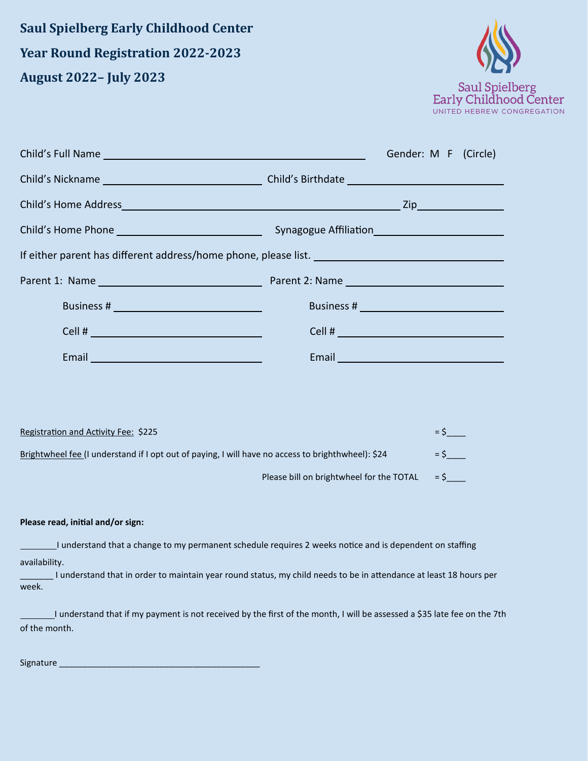# Saul Spielberg Early Childhood Center

## Year Round Registration 2022-2023

## August 2022– July 2023

Saul Spielberg Early Childhood Center
UNITED HEBREW CONGREGATION

Child's Full Name ______________________________ Gender: M F (Circle)

Child's Nickname ____________________ Child's Birthdate ____________________

Child's Home Address ______________________________ Zip __________

Child's Home Phone ____________________ Synagogue Affiliation ____________________

If either parent has different address/home phone, please list. ____________________

Parent 1: Name ____________________ Parent 2: Name ____________________

Business # ____________________ Business # ____________________

Cell # ____________________ Cell # ____________________

Email ____________________ Email ____________________

Registration and Activity Fee: $225 = $____

Brightwheel fee (I understand if I opt out of paying, I will have no access to brighthwheel): $24 = $____

Please bill on brightwheel for the TOTAL = $____

**Please read, initial and/or sign:**

________I understand that a change to my permanent schedule requires 2 weeks notice and is dependent on staffing availability.

_______ I understand that in order to maintain year round status, my child needs to be in attendance at least 18 hours per week.

_______I understand that if my payment is not received by the first of the month, I will be assessed a $35 late fee on the 7th of the month.

Signature ___________________________________________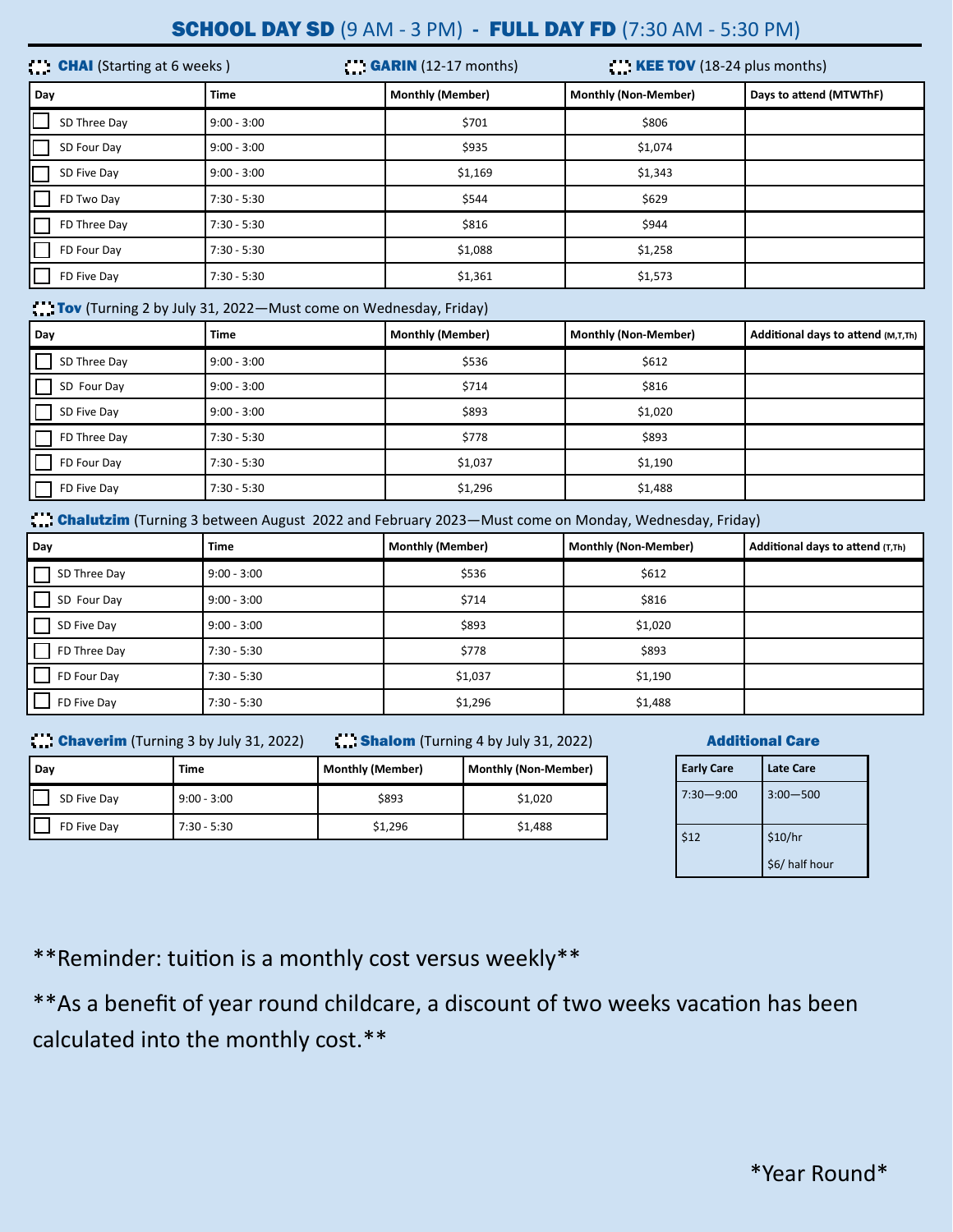# **SCHOOL DAY SD** (9 AM - 3 PM) - **FULL DAY FD** (7:30 AM - 5:30 PM)

**CHAI** (Starting at 6 weeks ) **GARIN** (12-17 months) **KEE TOV** (18-24 plus months)

| Day | Time | Monthly (Member) | Monthly (Non-Member) | Days to attend (MTWThF) |
|---|---|---|---|---|
| ☐ SD Three Day | 9:00 - 3:00 | $701 | $806 | |
| ☐ SD Four Day | 9:00 - 3:00 | $935 | $1,074 | |
| ☐ SD Five Day | 9:00 - 3:00 | $1,169 | $1,343 | |
| ☐ FD Two Day | 7:30 - 5:30 | $544 | $629 | |
| ☐ FD Three Day | 7:30 - 5:30 | $816 | $944 | |
| ☐ FD Four Day | 7:30 - 5:30 | $1,088 | $1,258 | |
| ☐ FD Five Day | 7:30 - 5:30 | $1,361 | $1,573 | |

**Tov** (Turning 2 by July 31, 2022—Must come on Wednesday, Friday)

| Day | Time | Monthly (Member) | Monthly (Non-Member) | Additional days to attend (M,T,Th) |
|---|---|---|---|---|
| ☐ SD Three Day | 9:00 - 3:00 | $536 | $612 | |
| ☐ SD Four Day | 9:00 - 3:00 | $714 | $816 | |
| ☐ SD Five Day | 9:00 - 3:00 | $893 | $1,020 | |
| ☐ FD Three Day | 7:30 - 5:30 | $778 | $893 | |
| ☐ FD Four Day | 7:30 - 5:30 | $1,037 | $1,190 | |
| ☐ FD Five Day | 7:30 - 5:30 | $1,296 | $1,488 | |

**Chalutzim** (Turning 3 between August 2022 and February 2023—Must come on Monday, Wednesday, Friday)

| Day | Time | Monthly (Member) | Monthly (Non-Member) | Additional days to attend (T,Th) |
|---|---|---|---|---|
| ☐ SD Three Day | 9:00 - 3:00 | $536 | $612 | |
| ☐ SD Four Day | 9:00 - 3:00 | $714 | $816 | |
| ☐ SD Five Day | 9:00 - 3:00 | $893 | $1,020 | |
| ☐ FD Three Day | 7:30 - 5:30 | $778 | $893 | |
| ☐ FD Four Day | 7:30 - 5:30 | $1,037 | $1,190 | |
| ☐ FD Five Day | 7:30 - 5:30 | $1,296 | $1,488 | |

**Chaverim** (Turning 3 by July 31, 2022) **Shalom** (Turning 4 by July 31, 2022)

| Day | Time | Monthly (Member) | Monthly (Non-Member) |
|---|---|---|---|
| ☐ SD Five Day | 9:00 - 3:00 | $893 | $1,020 |
| ☐ FD Five Day | 7:30 - 5:30 | $1,296 | $1,488 |

**Additional Care**

| Early Care | Late Care |
|---|---|
| 7:30—9:00 | 3:00—500 |
| $12 | $10/hr<br>$6/ half hour |

**Reminder: tuition is a monthly cost versus weekly**

**As a benefit of year round childcare, a discount of two weeks vacation has been calculated into the monthly cost.**

*Year Round*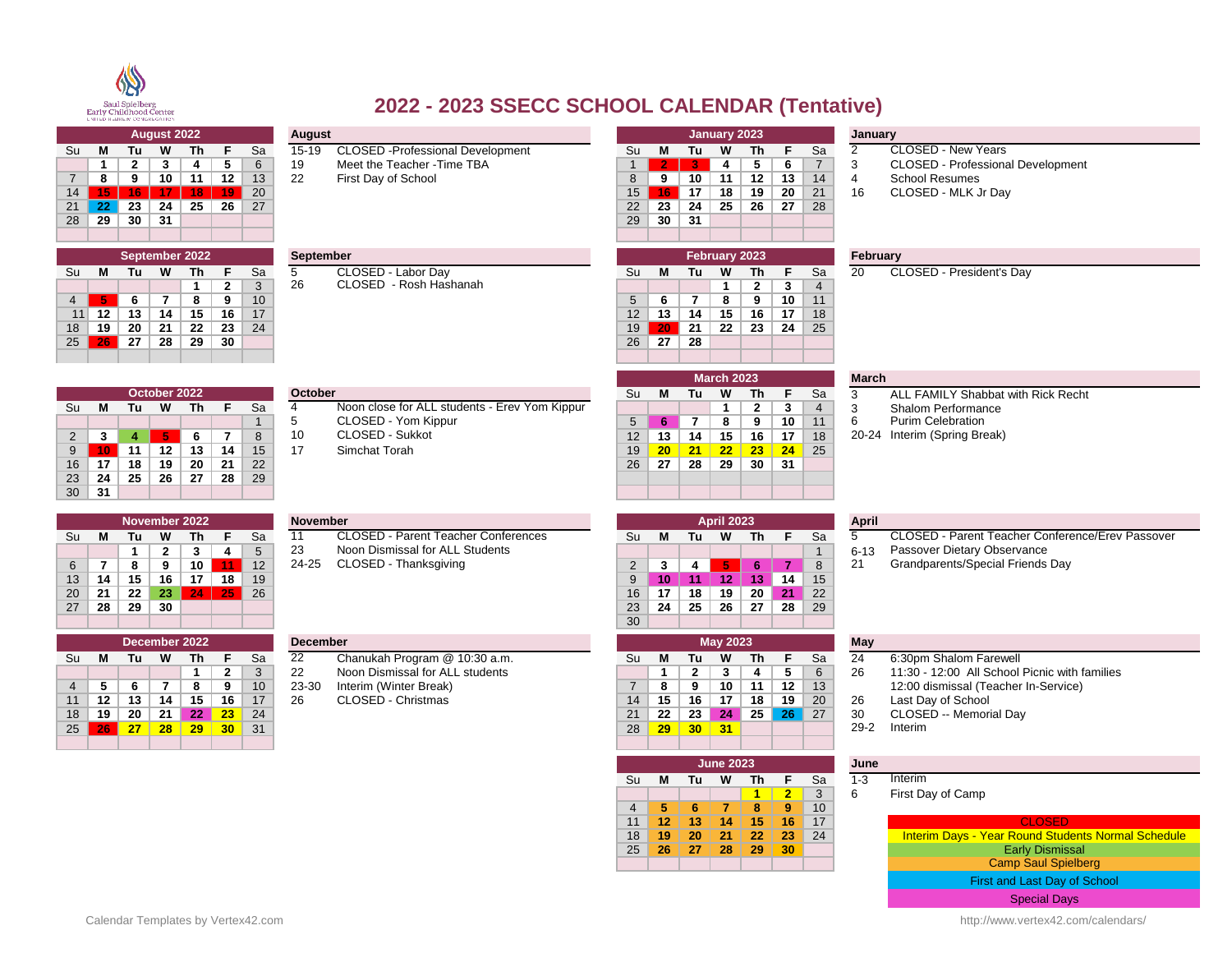Saul Spielberg Early Childhood Center

# 2022 - 2023 SSECC SCHOOL CALENDAR (Tentative)

## August 2022

| Su | M | Tu | W | Th | F | Sa |
|---|---|---|---|---|---|---|
| | 1 | 2 | 3 | 4 | 5 | 6 |
| 7 | 8 | 9 | 10 | 11 | 12 | 13 |
| 14 | 15 | 16 | 17 | 18 | 19 | 20 |
| 21 | 22 | 23 | 24 | 25 | 26 | 27 |
| 28 | 29 | 30 | 31 | | | |

**August**

- 15-19 CLOSED -Professional Development
- 19 Meet the Teacher -Time TBA
- 22 First Day of School

## September 2022

| Su | M | Tu | W | Th | F | Sa |
|---|---|---|---|---|---|---|
| | | | | 1 | 2 | 3 |
| 4 | 5 | 6 | 7 | 8 | 9 | 10 |
| 11 | 12 | 13 | 14 | 15 | 16 | 17 |
| 18 | 19 | 20 | 21 | 22 | 23 | 24 |
| 25 | 26 | 27 | 28 | 29 | 30 | |

**September**

- 5 CLOSED - Labor Day
- 26 CLOSED - Rosh Hashanah

## October 2022

| Su | M | Tu | W | Th | F | Sa |
|---|---|---|---|---|---|---|
| | | | | | | 1 |
| 2 | 3 | 4 | 5 | 6 | 7 | 8 |
| 9 | 10 | 11 | 12 | 13 | 14 | 15 |
| 16 | 17 | 18 | 19 | 20 | 21 | 22 |
| 23 | 24 | 25 | 26 | 27 | 28 | 29 |
| 30 | 31 | | | | | |

**October**

- 4 Noon close for ALL students - Erev Yom Kippur
- 5 CLOSED - Yom Kippur
- 10 CLOSED - Sukkot
- 17 Simchat Torah

## November 2022

| Su | M | Tu | W | Th | F | Sa |
|---|---|---|---|---|---|---|
| | | 1 | 2 | 3 | 4 | 5 |
| 6 | 7 | 8 | 9 | 10 | 11 | 12 |
| 13 | 14 | 15 | 16 | 17 | 18 | 19 |
| 20 | 21 | 22 | 23 | 24 | 25 | 26 |
| 27 | 28 | 29 | 30 | | | |

**November**

- 11 CLOSED - Parent Teacher Conferences
- 23 Noon Dismissal for ALL Students
- 24-25 CLOSED - Thanksgiving

## December 2022

| Su | M | Tu | W | Th | F | Sa |
|---|---|---|---|---|---|---|
| | | | | 1 | 2 | 3 |
| 4 | 5 | 6 | 7 | 8 | 9 | 10 |
| 11 | 12 | 13 | 14 | 15 | 16 | 17 |
| 18 | 19 | 20 | 21 | 22 | 23 | 24 |
| 25 | 26 | 27 | 28 | 29 | 30 | 31 |

**December**

- 22 Chanukah Program @ 10:30 a.m.
- 22 Noon Dismissal for ALL students
- 23-30 Interim (Winter Break)
- 26 CLOSED - Christmas

## January 2023

| Su | M | Tu | W | Th | F | Sa |
|---|---|---|---|---|---|---|
| 1 | 2 | 3 | 4 | 5 | 6 | 7 |
| 8 | 9 | 10 | 11 | 12 | 13 | 14 |
| 15 | 16 | 17 | 18 | 19 | 20 | 21 |
| 22 | 23 | 24 | 25 | 26 | 27 | 28 |
| 29 | 30 | 31 | | | | |

**January**

- 2 CLOSED - New Years
- 3 CLOSED - Professional Development
- 4 School Resumes
- 16 CLOSED - MLK Jr Day

## February 2023

| Su | M | Tu | W | Th | F | Sa |
|---|---|---|---|---|---|---|
| | | | 1 | 2 | 3 | 4 |
| 5 | 6 | 7 | 8 | 9 | 10 | 11 |
| 12 | 13 | 14 | 15 | 16 | 17 | 18 |
| 19 | 20 | 21 | 22 | 23 | 24 | 25 |
| 26 | 27 | 28 | | | | |

**February**

- 20 CLOSED - President's Day

## March 2023

| Su | M | Tu | W | Th | F | Sa |
|---|---|---|---|---|---|---|
| | | | 1 | 2 | 3 | 4 |
| 5 | 6 | 7 | 8 | 9 | 10 | 11 |
| 12 | 13 | 14 | 15 | 16 | 17 | 18 |
| 19 | 20 | 21 | 22 | 23 | 24 | 25 |
| 26 | 27 | 28 | 29 | 30 | 31 | |

**March**

- 3 ALL FAMILY Shabbat with Rick Recht
- 3 Shalom Performance
- 6 Purim Celebration
- 20-24 Interim (Spring Break)

## April 2023

| Su | M | Tu | W | Th | F | Sa |
|---|---|---|---|---|---|---|
| | | | | | | 1 |
| 2 | 3 | 4 | 5 | 6 | 7 | 8 |
| 9 | 10 | 11 | 12 | 13 | 14 | 15 |
| 16 | 17 | 18 | 19 | 20 | 21 | 22 |
| 23 | 24 | 25 | 26 | 27 | 28 | 29 |
| 30 | | | | | | |

**April**

- 5 CLOSED - Parent Teacher Conference/Erev Passover
- 6-13 Passover Dietary Observance
- 21 Grandparents/Special Friends Day

## May 2023

| Su | M | Tu | W | Th | F | Sa |
|---|---|---|---|---|---|---|
| | 1 | 2 | 3 | 4 | 5 | 6 |
| 7 | 8 | 9 | 10 | 11 | 12 | 13 |
| 14 | 15 | 16 | 17 | 18 | 19 | 20 |
| 21 | 22 | 23 | 24 | 25 | 26 | 27 |
| 28 | 29 | 30 | 31 | | | |

**May**

- 24 6:30pm Shalom Farewell
- 26 11:30 - 12:00 All School Picnic with families
  12:00 dismissal (Teacher In-Service)
- 26 Last Day of School
- 30 CLOSED -- Memorial Day
- 29-2 Interim

## June 2023

| Su | M | Tu | W | Th | F | Sa |
|---|---|---|---|---|---|---|
| | | | | 1 | 2 | 3 |
| 4 | 5 | 6 | 7 | 8 | 9 | 10 |
| 11 | 12 | 13 | 14 | 15 | 16 | 17 |
| 18 | 19 | 20 | 21 | 22 | 23 | 24 |
| 25 | 26 | 27 | 28 | 29 | 30 | |

**June**

- 1-3 Interim
- 6 First Day of Camp

**Legend**

- CLOSED
- Interim Days - Year Round Students Normal Schedule
- Early Dismissal
- Camp Saul Spielberg
- First and Last Day of School
- Special Days

Calendar Templates by Vertex42.com

http://www.vertex42.com/calendars/